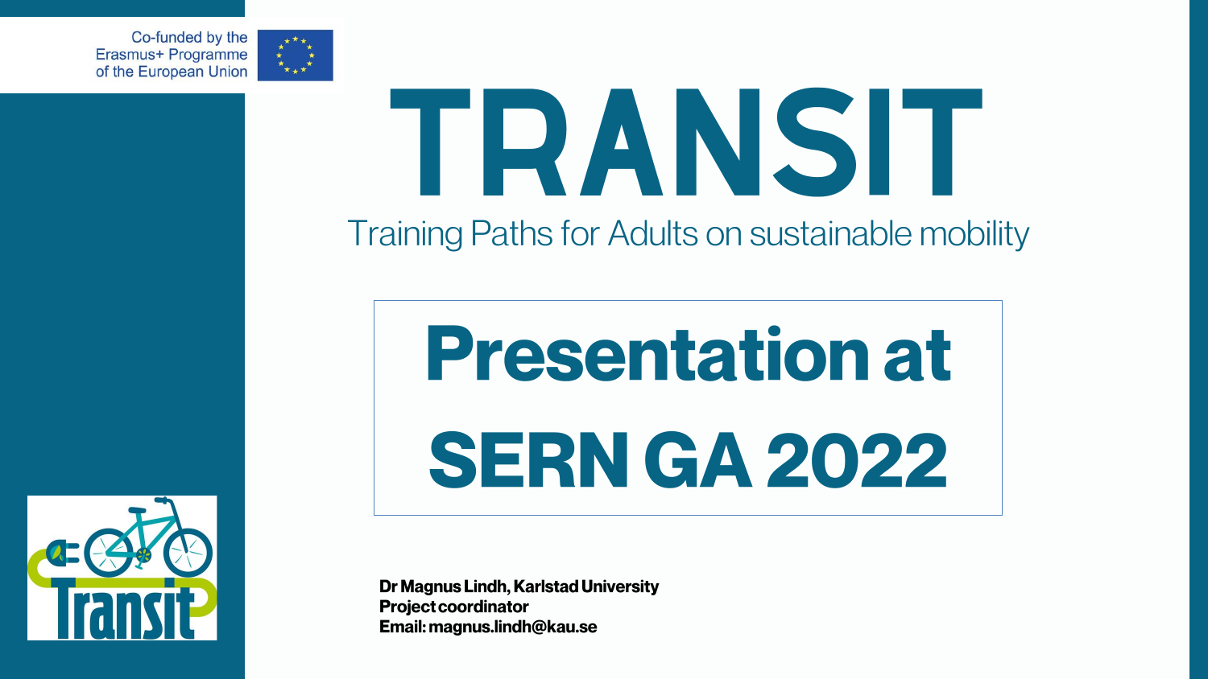Co-funded by the Erasmus+ Programme of the European Union

# TRANSIT

Training Paths for Adults on sustainable mobility

## Presentation at SERN GA 2022

**Dr Magnus Lindh, Karlstad University**
**Project coordinator**
**Email: magnus.lindh@kau.se**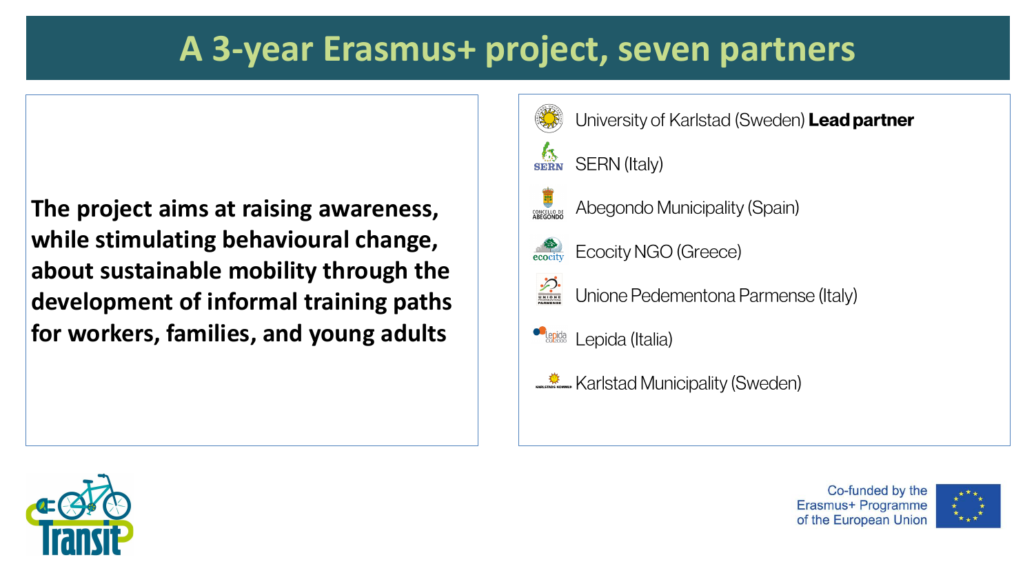# A 3-year Erasmus+ project, seven partners

**The project aims at raising awareness, while stimulating behavioural change, about sustainable mobility through the development of informal training paths for workers, families, and young adults**

- University of Karlstad (Sweden) **Lead partner**
- SERN (Italy)
- Abegondo Municipality (Spain)
- Ecocity NGO (Greece)
- Unione Pedementona Parmense (Italy)
- Lepida (Italia)
- Karlstad Municipality (Sweden)

Transit

Co-funded by the Erasmus+ Programme of the European Union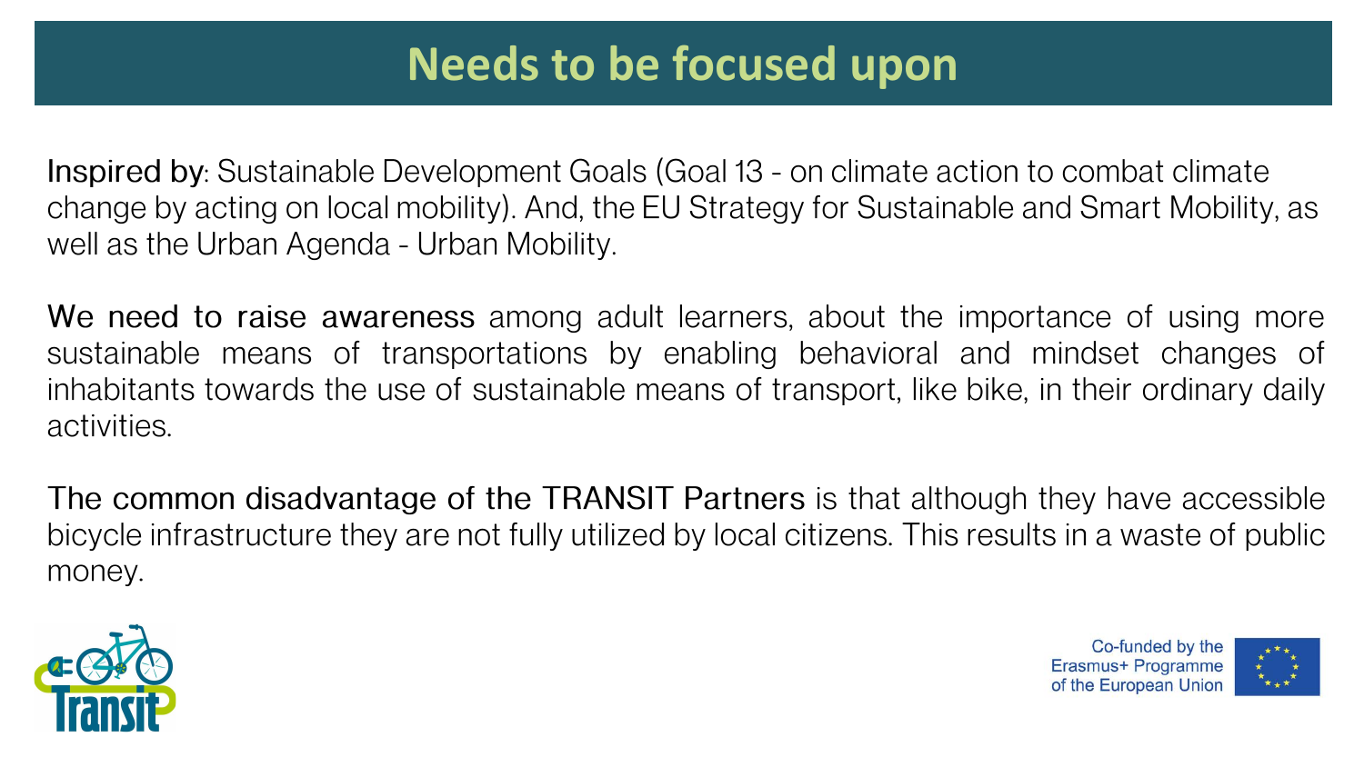# Needs to be focused upon

Inspired by: Sustainable Development Goals (Goal 13 - on climate action to combat climate change by acting on local mobility). And, the EU Strategy for Sustainable and Smart Mobility, as well as the Urban Agenda - Urban Mobility.

We need to raise awareness among adult learners, about the importance of using more sustainable means of transportations by enabling behavioral and mindset changes of inhabitants towards the use of sustainable means of transport, like bike, in their ordinary daily activities.

The common disadvantage of the TRANSIT Partners is that although they have accessible bicycle infrastructure they are not fully utilized by local citizens. This results in a waste of public money.

Co-funded by the Erasmus+ Programme of the European Union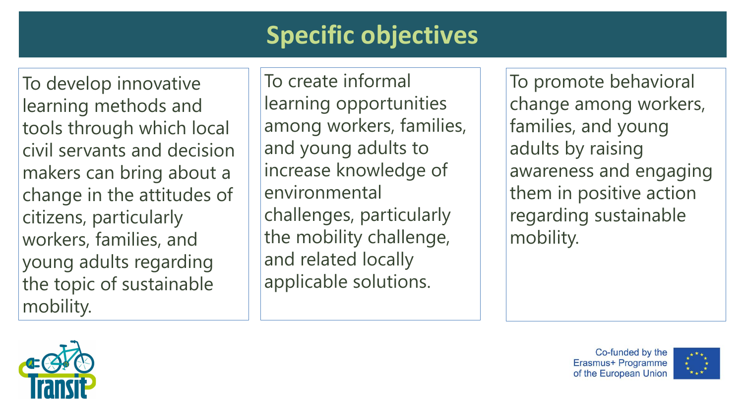# Specific objectives

To develop innovative learning methods and tools through which local civil servants and decision makers can bring about a change in the attitudes of citizens, particularly workers, families, and young adults regarding the topic of sustainable mobility.

To create informal learning opportunities among workers, families, and young adults to increase knowledge of environmental challenges, particularly the mobility challenge, and related locally applicable solutions.

To promote behavioral change among workers, families, and young adults by raising awareness and engaging them in positive action regarding sustainable mobility.

Transit

Co-funded by the Erasmus+ Programme of the European Union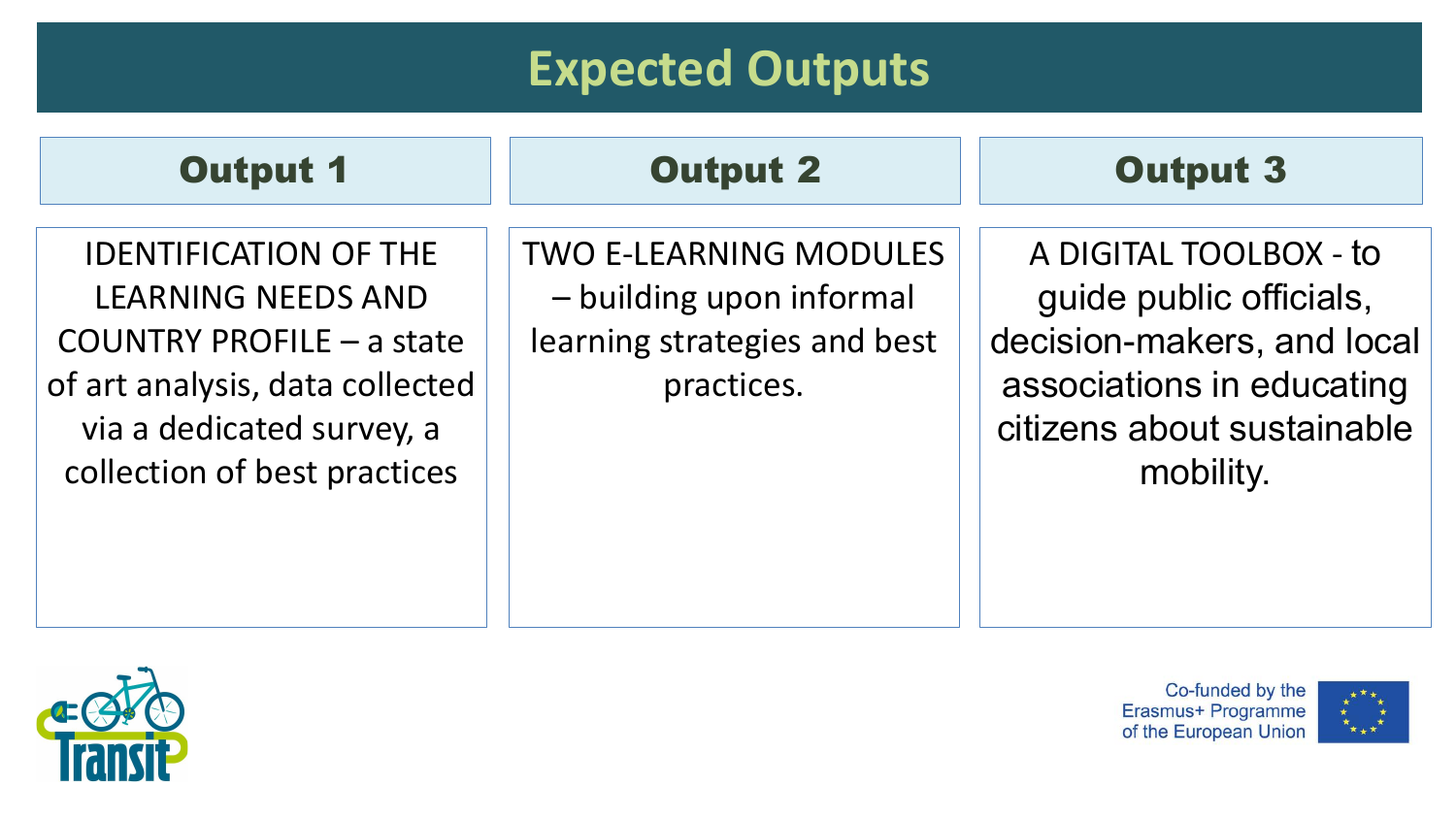# Expected Outputs

| Output 1 | Output 2 | Output 3 |
| --- | --- | --- |
| IDENTIFICATION OF THE LEARNING NEEDS AND COUNTRY PROFILE – a state of art analysis, data collected via a dedicated survey, a collection of best practices | TWO E-LEARNING MODULES – building upon informal learning strategies and best practices. | A DIGITAL TOOLBOX - to guide public officials, decision-makers, and local associations in educating citizens about sustainable mobility. |

Transit

Co-funded by the Erasmus+ Programme of the European Union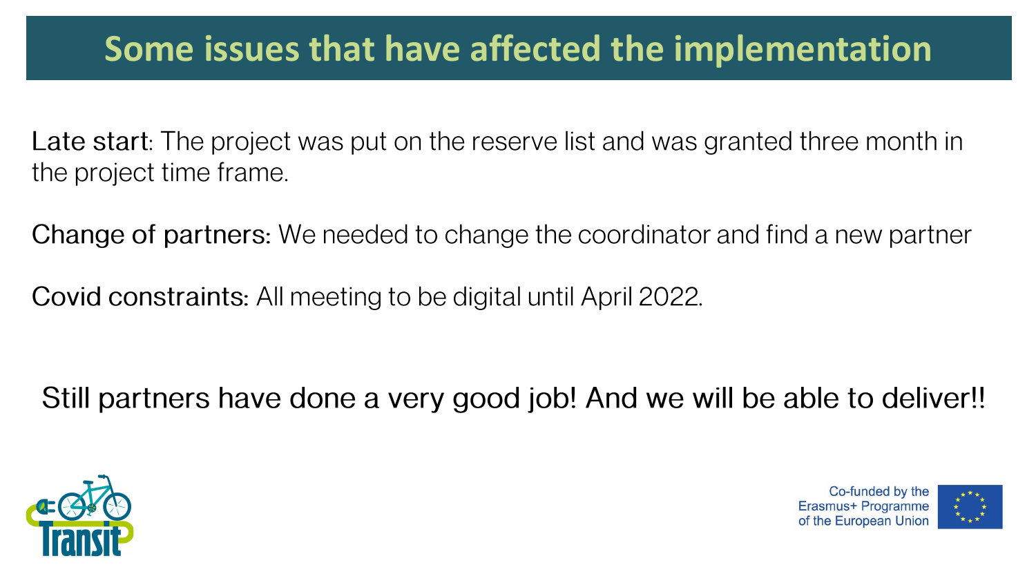# Some issues that have affected the implementation

Late start: The project was put on the reserve list and was granted three month in the project time frame.

Change of partners: We needed to change the coordinator and find a new partner

Covid constraints: All meeting to be digital until April 2022.

Still partners have done a very good job! And we will be able to deliver!!

Transit

Co-funded by the Erasmus+ Programme of the European Union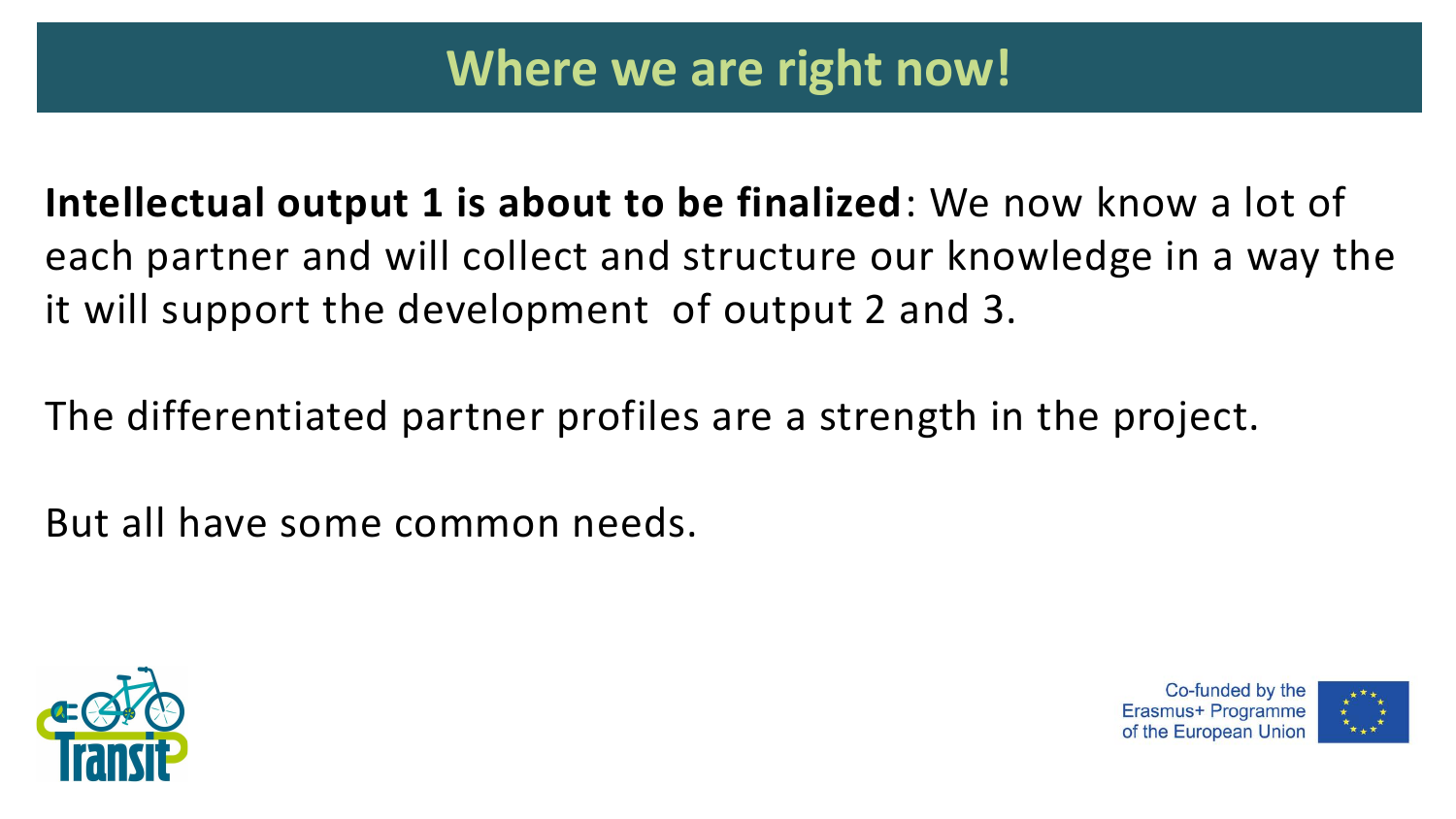# Where we are right now!

**Intellectual output 1 is about to be finalized**: We now know a lot of each partner and will collect and structure our knowledge in a way the it will support the development of output 2 and 3.

The differentiated partner profiles are a strength in the project.

But all have some common needs.

Co-funded by the Erasmus+ Programme of the European Union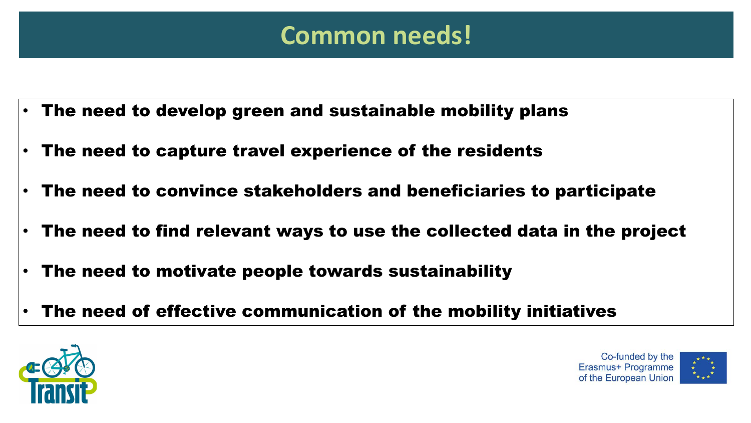# Common needs!

- The need to develop green and sustainable mobility plans
- The need to capture travel experience of the residents
- The need to convince stakeholders and beneficiaries to participate
- The need to find relevant ways to use the collected data in the project
- The need to motivate people towards sustainability
- The need of effective communication of the mobility initiatives

Co-funded by the Erasmus+ Programme of the European Union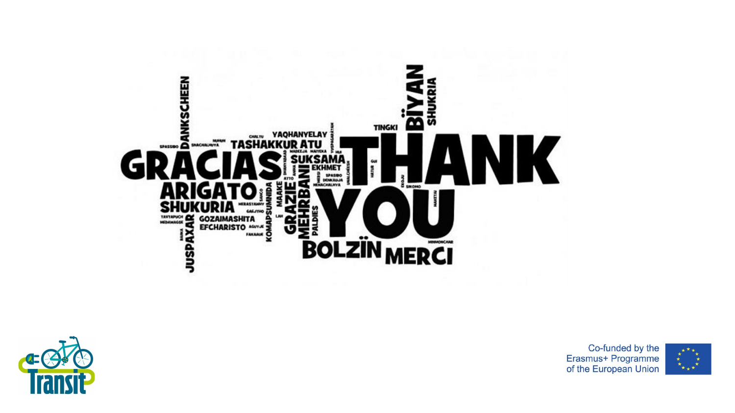THANK YOU

GRACIAS

ARIGATO

SHUKURIA

DANKSCHEEN

TASHAKKUR ATU

YAQHANYELAY

SUKSAMA

EKHMET

GRAZIE

MEHRBANI

PALDIES

BOLZÏN

MERCI

BÏYAN

SHUKRIA

TINGKI

GOZAIMASHITA

EFCHARISTO

JUSPAXAR

KOMAPSUMNIDA

MAAKE

Co-funded by the Erasmus+ Programme of the European Union